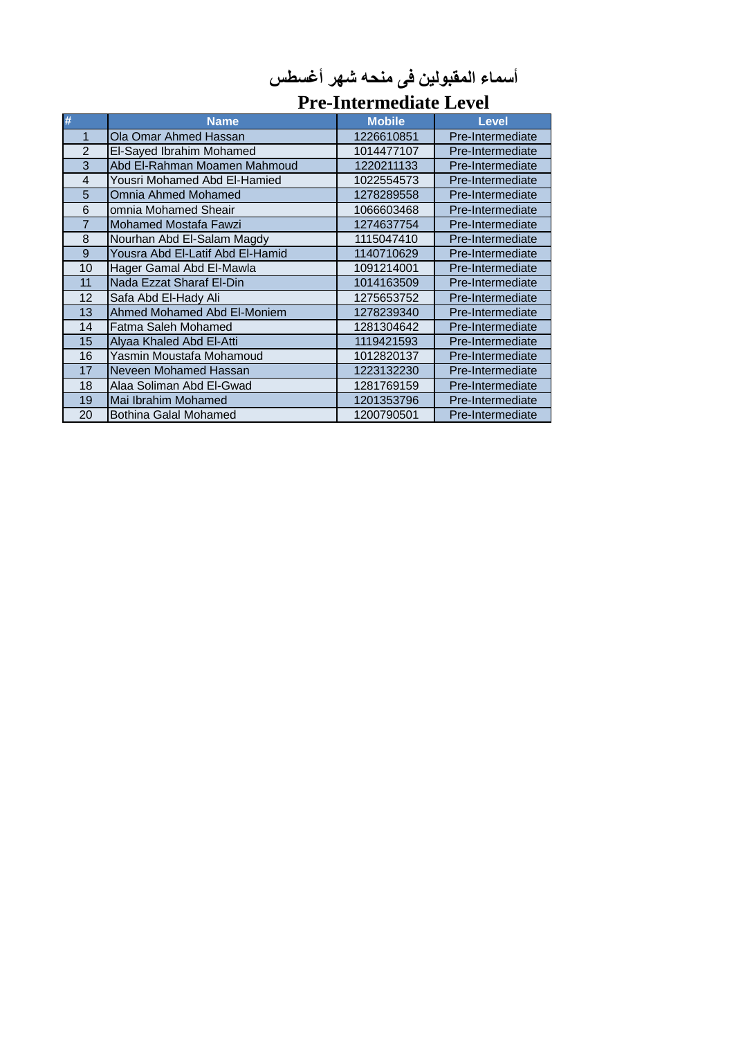# أسماء المقبولين فى منحه شهر أغسطس

## Pre-Intermediate Level

| # | Name | Mobile | Level |
|---|---|---|---|
| 1 | Ola Omar Ahmed Hassan | 1226610851 | Pre-Intermediate |
| 2 | El-Sayed Ibrahim Mohamed | 1014477107 | Pre-Intermediate |
| 3 | Abd El-Rahman Moamen Mahmoud | 1220211133 | Pre-Intermediate |
| 4 | Yousri Mohamed Abd El-Hamied | 1022554573 | Pre-Intermediate |
| 5 | Omnia Ahmed Mohamed | 1278289558 | Pre-Intermediate |
| 6 | omnia Mohamed Sheair | 1066603468 | Pre-Intermediate |
| 7 | Mohamed Mostafa Fawzi | 1274637754 | Pre-Intermediate |
| 8 | Nourhan Abd El-Salam Magdy | 1115047410 | Pre-Intermediate |
| 9 | Yousra Abd El-Latif Abd El-Hamid | 1140710629 | Pre-Intermediate |
| 10 | Hager Gamal Abd El-Mawla | 1091214001 | Pre-Intermediate |
| 11 | Nada Ezzat Sharaf El-Din | 1014163509 | Pre-Intermediate |
| 12 | Safa Abd El-Hady Ali | 1275653752 | Pre-Intermediate |
| 13 | Ahmed Mohamed Abd El-Moniem | 1278239340 | Pre-Intermediate |
| 14 | Fatma Saleh Mohamed | 1281304642 | Pre-Intermediate |
| 15 | Alyaa Khaled Abd El-Atti | 1119421593 | Pre-Intermediate |
| 16 | Yasmin Moustafa Mohamoud | 1012820137 | Pre-Intermediate |
| 17 | Neveen Mohamed Hassan | 1223132230 | Pre-Intermediate |
| 18 | Alaa Soliman Abd El-Gwad | 1281769159 | Pre-Intermediate |
| 19 | Mai Ibrahim Mohamed | 1201353796 | Pre-Intermediate |
| 20 | Bothina Galal Mohamed | 1200790501 | Pre-Intermediate |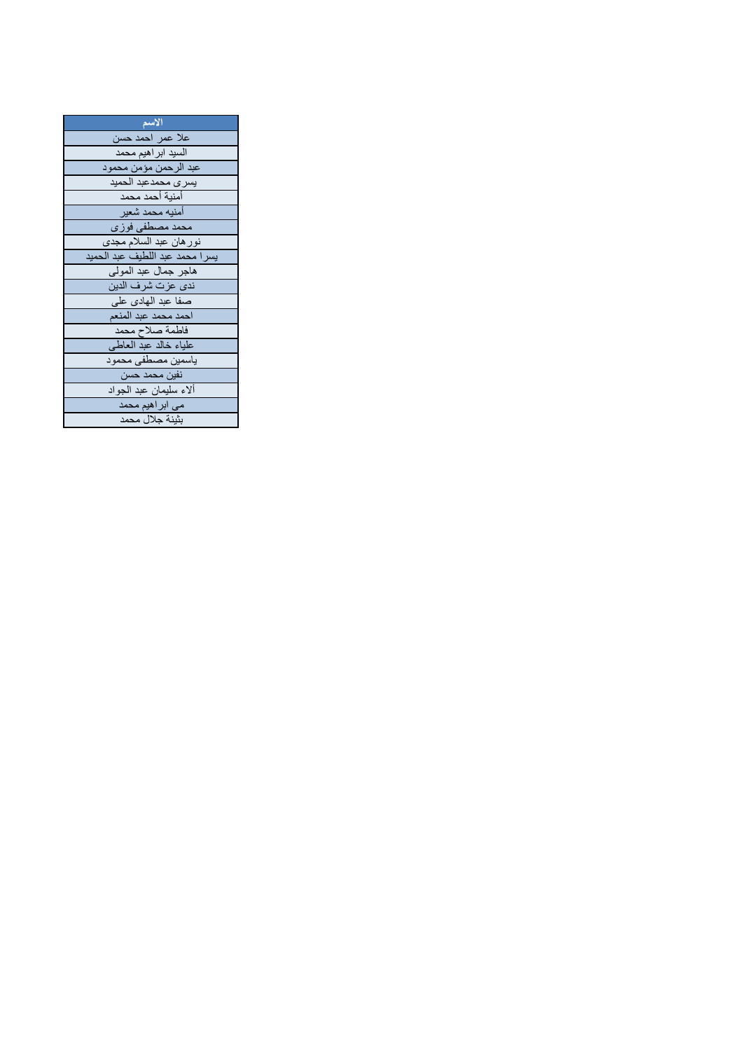| الاسم |
| --- |
| علا عمر احمد حسن |
| السيد ابراهيم محمد |
| عبد الرحمن مؤمن محمود |
| يسرى محمدعبد الحميد |
| أمنية أحمد محمد |
| أمنيه محمد شعير |
| محمد مصطفى فوزى |
| نورهان عبد السلام مجدى |
| يسرا محمد عبد اللطيف عبد الحميد |
| هاجر جمال عبد المولى |
| ندى عزت شرف الدين |
| صفا عبد الهادى على |
| احمد محمد عبد المنعم |
| فاطمة صلاح محمد |
| علياء خالد عبد العاطى |
| ياسمين مصطفى محمود |
| نفين محمد حسن |
| ألاء سليمان عبد الجواد |
| مى ابراهيم محمد |
| بثينة جلال محمد |